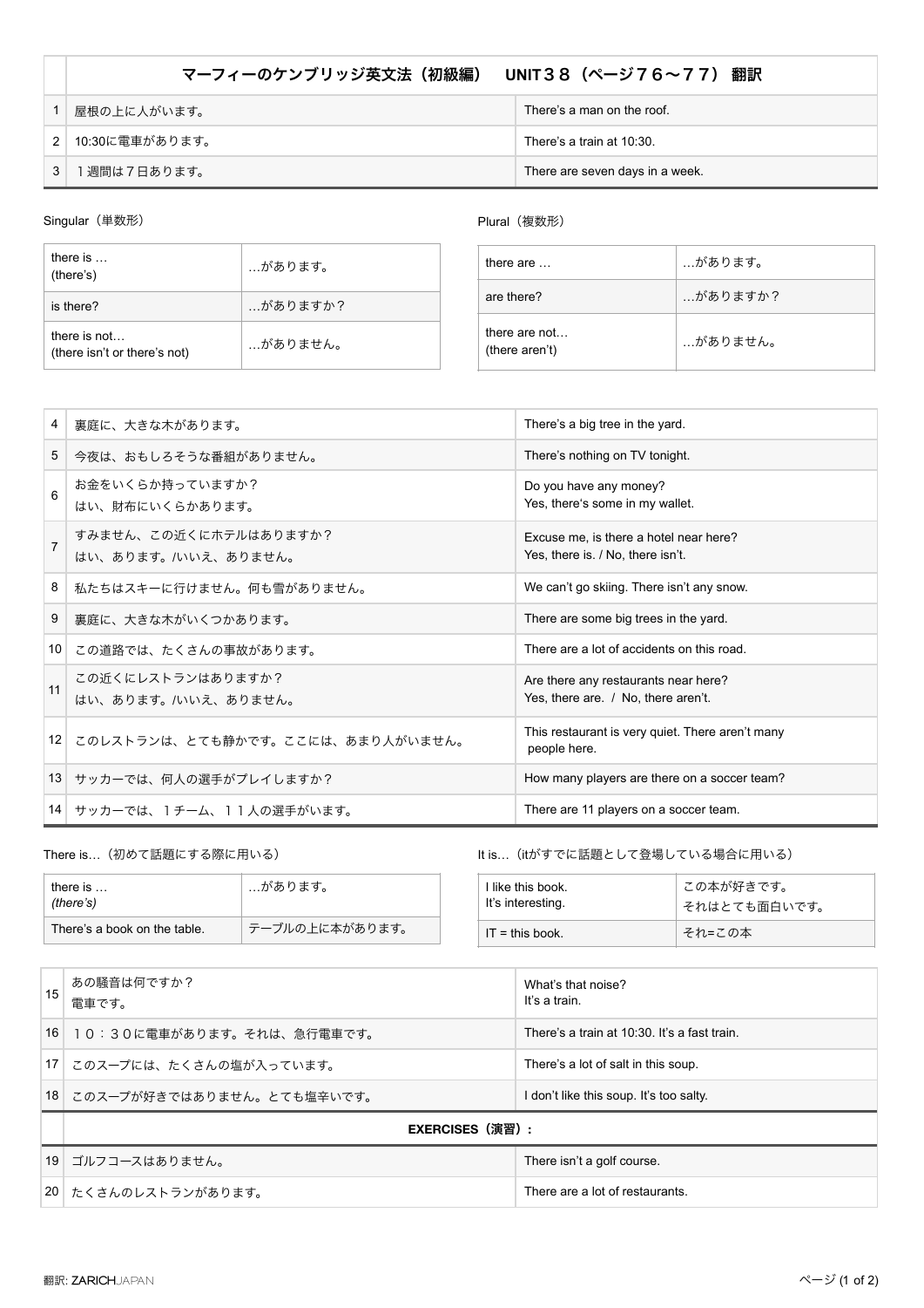| | マーフィーのケンブリッジ英文法（初級編）　UNIT３８（ページ７６〜７７）翻訳 | |
|---|---|---|
| 1 | 屋根の上に人がいます。 | There's a man on the roof. |
| 2 | 10:30に電車があります。 | There's a train at 10:30. |
| 3 | １週間は７日あります。 | There are seven days in a week. |

Singular（単数形）

| | |
|---|---|
| there is …<br>(there's) | …があります。 |
| is there? | …がありますか？ |
| there is not…<br>(there isn't or there's not) | …がありません。 |

Plural（複数形）

| | |
|---|---|
| there are … | …があります。 |
| are there? | …がありますか？ |
| there are not…<br>(there aren't) | …がありません。 |

| | | |
|---|---|---|
| 4 | 裏庭に、大きな木があります。 | There's a big tree in the yard. |
| 5 | 今夜は、おもしろそうな番組がありません。 | There's nothing on TV tonight. |
| 6 | お金をいくらか持っていますか？<br>はい、財布にいくらかあります。 | Do you have any money?<br>Yes, there's some in my wallet. |
| 7 | すみません、この近くにホテルはありますか？<br>はい、あります。/いいえ、ありません。 | Excuse me, is there a hotel near here?<br>Yes, there is. / No, there isn't. |
| 8 | 私たちはスキーに行けません。何も雪がありません。 | We can't go skiing. There isn't any snow. |
| 9 | 裏庭に、大きな木がいくつかあります。 | There are some big trees in the yard. |
| 10 | この道路では、たくさんの事故があります。 | There are a lot of accidents on this road. |
| 11 | この近くにレストランはありますか？<br>はい、あります。/いいえ、ありません。 | Are there any restaurants near here?<br>Yes, there are. / No, there aren't. |
| 12 | このレストランは、とても静かです。ここには、あまり人がいません。 | This restaurant is very quiet. There aren't many people here. |
| 13 | サッカーでは、何人の選手がプレイしますか？ | How many players are there on a soccer team? |
| 14 | サッカーでは、１チーム、１１人の選手がいます。 | There are 11 players on a soccer team. |

There is…（初めて話題にする際に用いる）

| | |
|---|---|
| there is …<br>*(there's)* | …があります。 |
| There's a book on the table. | テーブルの上に本があります。 |

It is…（itがすでに話題として登場している場合に用いる）

| | |
|---|---|
| I like this book.<br>It's interesting. | この本が好きです。<br>それはとても面白いです。 |
| IT = this book. | それ=この本 |

| | | |
|---|---|---|
| 15 | あの騒音は何ですか？<br>電車です。 | What's that noise?<br>It's a train. |
| 16 | １０：３０に電車があります。それは、急行電車です。 | There's a train at 10:30. It's a fast train. |
| 17 | このスープには、たくさんの塩が入っています。 | There's a lot of salt in this soup. |
| 18 | このスープが好きではありません。とても塩辛いです。 | I don't like this soup. It's too salty. |
| | **EXERCISES（演習）:** | |
| 19 | ゴルフコースはありません。 | There isn't a golf course. |
| 20 | たくさんのレストランがあります。 | There are a lot of restaurants. |

翻訳: ZARICHJAPAN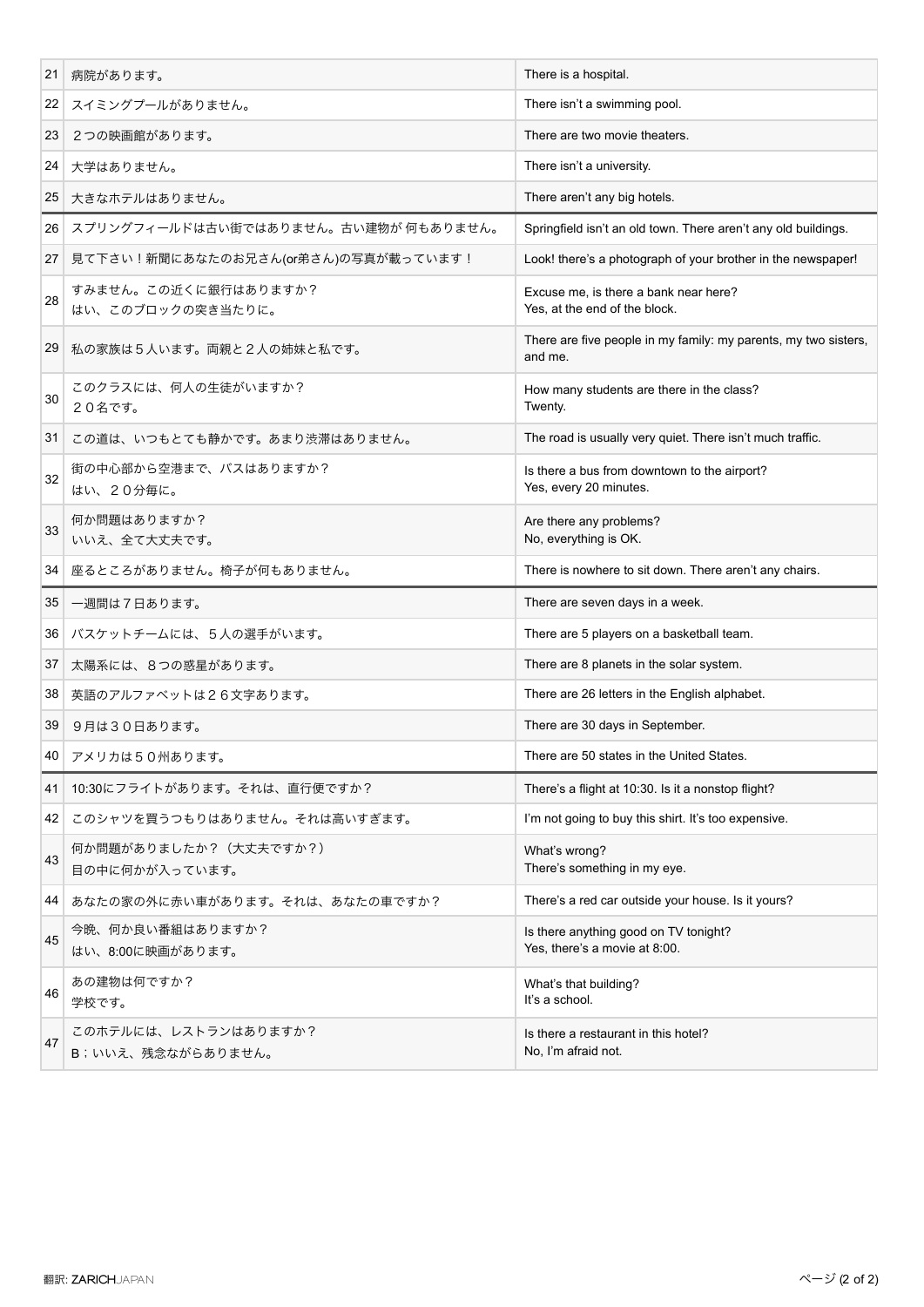| | | |
|---|---|---|
| 21 | 病院があります。 | There is a hospital. |
| 22 | スイミングプールがありません。 | There isn't a swimming pool. |
| 23 | ２つの映画館があります。 | There are two movie theaters. |
| 24 | 大学はありません。 | There isn't a university. |
| 25 | 大きなホテルはありません。 | There aren't any big hotels. |
| 26 | スプリングフィールドは古い街ではありません。古い建物が 何もありません。 | Springfield isn't an old town. There aren't any old buildings. |
| 27 | 見て下さい！新聞にあなたのお兄さん(or弟さん)の写真が載っています！ | Look! there's a photograph of your brother in the newspaper! |
| 28 | すみません。この近くに銀行はありますか？<br>はい、このブロックの突き当たりに。 | Excuse me, is there a bank near here?<br>Yes, at the end of the block. |
| 29 | 私の家族は５人います。両親と２人の姉妹と私です。 | There are five people in my family: my parents, my two sisters, and me. |
| 30 | このクラスには、何人の生徒がいますか？<br>２０名です。 | How many students are there in the class?<br>Twenty. |
| 31 | この道は、いつもとても静かです。あまり渋滞はありません。 | The road is usually very quiet. There isn't much traffic. |
| 32 | 街の中心部から空港まで、バスはありますか？<br>はい、２０分毎に。 | Is there a bus from downtown to the airport?<br>Yes, every 20 minutes. |
| 33 | 何か問題はありますか？<br>いいえ、全て大丈夫です。 | Are there any problems?<br>No, everything is OK. |
| 34 | 座るところがありません。椅子が何もありません。 | There is nowhere to sit down. There aren't any chairs. |
| 35 | 一週間は７日あります。 | There are seven days in a week. |
| 36 | バスケットチームには、５人の選手がいます。 | There are 5 players on a basketball team. |
| 37 | 太陽系には、８つの惑星があります。 | There are 8 planets in the solar system. |
| 38 | 英語のアルファベットは２６文字あります。 | There are 26 letters in the English alphabet. |
| 39 | ９月は３０日あります。 | There are 30 days in September. |
| 40 | アメリカは５０州あります。 | There are 50 states in the United States. |
| 41 | 10:30にフライトがあります。それは、直行便ですか？ | There's a flight at 10:30. Is it a nonstop flight? |
| 42 | このシャツを買うつもりはありません。それは高いすぎます。 | I'm not going to buy this shirt. It's too expensive. |
| 43 | 何か問題がありましたか？（大丈夫ですか？）<br>目の中に何かが入っています。 | What's wrong?<br>There's something in my eye. |
| 44 | あなたの家の外に赤い車があります。それは、あなたの車ですか？ | There's a red car outside your house. Is it yours? |
| 45 | 今晩、何か良い番組はありますか？<br>はい、8:00に映画があります。 | Is there anything good on TV tonight?<br>Yes, there's a movie at 8:00. |
| 46 | あの建物は何ですか？<br>学校です。 | What's that building?<br>It's a school. |
| 47 | このホテルには、レストランはありますか？<br>B；いいえ、残念ながらありません。 | Is there a restaurant in this hotel?<br>No, I'm afraid not. |

翻訳: ZARICHJAPAN